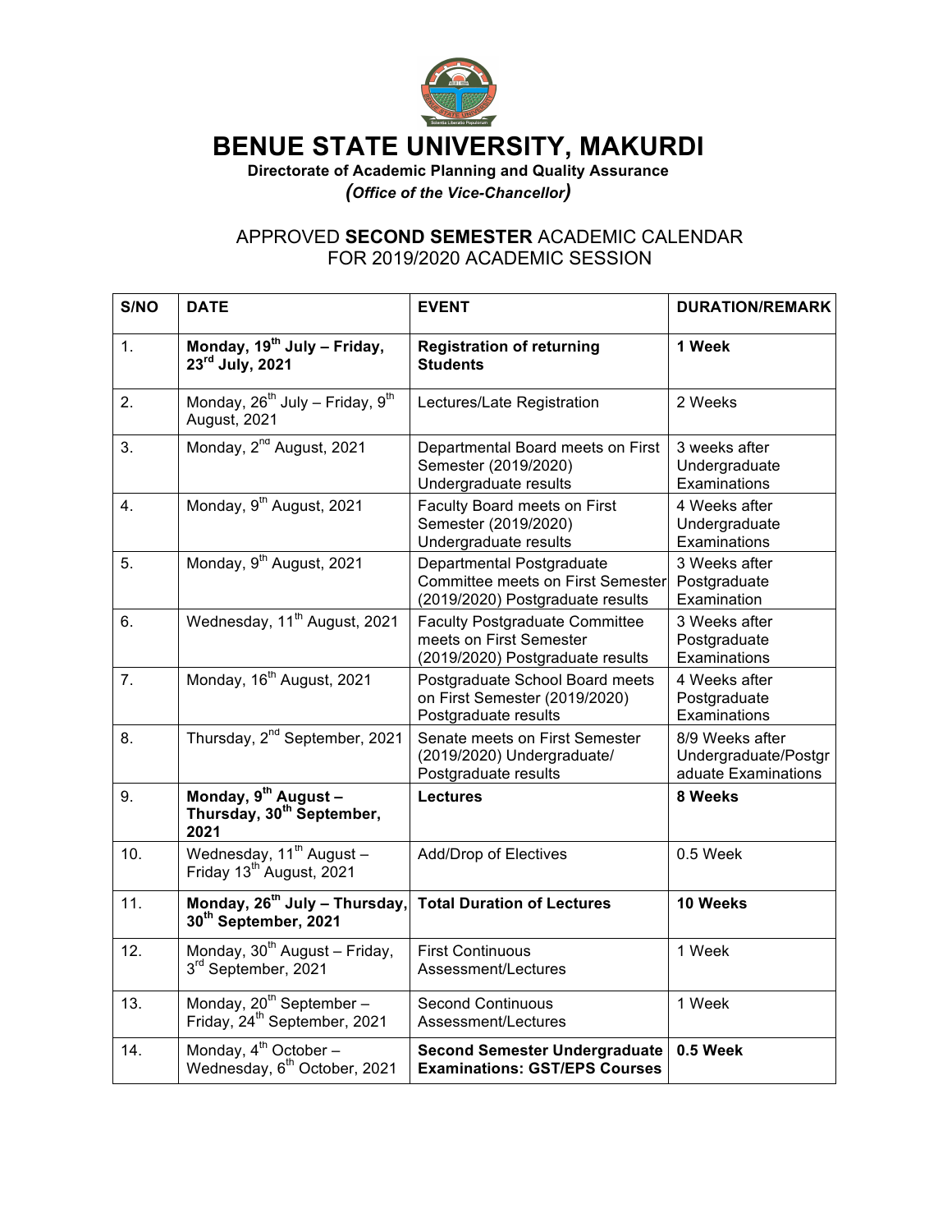# BENUE STATE UNIVERSITY, MAKURDI

**Directorate of Academic Planning and Quality Assurance**

***(Office of the Vice-Chancellor)***

## APPROVED **SECOND SEMESTER** ACADEMIC CALENDAR FOR 2019/2020 ACADEMIC SESSION

| S/NO | DATE | EVENT | DURATION/REMARK |
|---|---|---|---|
| 1. | **Monday, 19th July – Friday, 23rd July, 2021** | **Registration of returning Students** | **1 Week** |
| 2. | Monday, 26th July – Friday, 9th August, 2021 | Lectures/Late Registration | 2 Weeks |
| 3. | Monday, 2nd August, 2021 | Departmental Board meets on First Semester (2019/2020) Undergraduate results | 3 weeks after Undergraduate Examinations |
| 4. | Monday, 9th August, 2021 | Faculty Board meets on First Semester (2019/2020) Undergraduate results | 4 Weeks after Undergraduate Examinations |
| 5. | Monday, 9th August, 2021 | Departmental Postgraduate Committee meets on First Semester (2019/2020) Postgraduate results | 3 Weeks after Postgraduate Examination |
| 6. | Wednesday, 11th August, 2021 | Faculty Postgraduate Committee meets on First Semester (2019/2020) Postgraduate results | 3 Weeks after Postgraduate Examinations |
| 7. | Monday, 16th August, 2021 | Postgraduate School Board meets on First Semester (2019/2020) Postgraduate results | 4 Weeks after Postgraduate Examinations |
| 8. | Thursday, 2nd September, 2021 | Senate meets on First Semester (2019/2020) Undergraduate/ Postgraduate results | 8/9 Weeks after Undergraduate/Postgraduate Examinations |
| 9. | **Monday, 9th August – Thursday, 30th September, 2021** | **Lectures** | **8 Weeks** |
| 10. | Wednesday, 11th August – Friday 13th August, 2021 | Add/Drop of Electives | 0.5 Week |
| 11. | **Monday, 26th July – Thursday, 30th September, 2021** | **Total Duration of Lectures** | **10 Weeks** |
| 12. | Monday, 30th August – Friday, 3rd September, 2021 | First Continuous Assessment/Lectures | 1 Week |
| 13. | Monday, 20th September – Friday, 24th September, 2021 | Second Continuous Assessment/Lectures | 1 Week |
| 14. | Monday, 4th October – Wednesday, 6th October, 2021 | **Second Semester Undergraduate Examinations: GST/EPS Courses** | **0.5 Week** |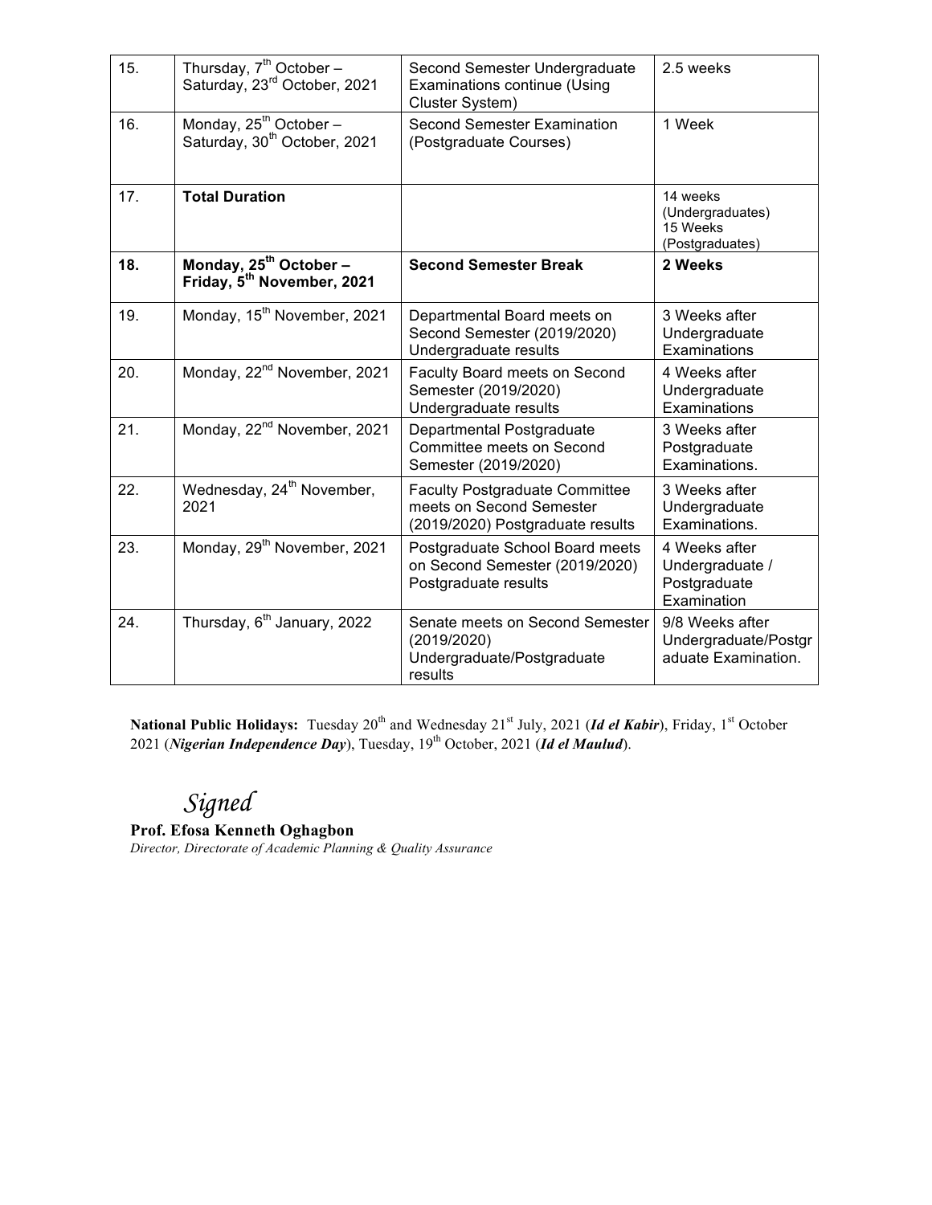| | | | |
|---|---|---|---|
| 15. | Thursday, 7th October – Saturday, 23rd October, 2021 | Second Semester Undergraduate Examinations continue (Using Cluster System) | 2.5 weeks |
| 16. | Monday, 25th October – Saturday, 30th October, 2021 | Second Semester Examination (Postgraduate Courses) | 1 Week |
| 17. | **Total Duration** | | 14 weeks (Undergraduates) 15 Weeks (Postgraduates) |
| **18.** | **Monday, 25th October – Friday, 5th November, 2021** | **Second Semester Break** | **2 Weeks** |
| 19. | Monday, 15th November, 2021 | Departmental Board meets on Second Semester (2019/2020) Undergraduate results | 3 Weeks after Undergraduate Examinations |
| 20. | Monday, 22nd November, 2021 | Faculty Board meets on Second Semester (2019/2020) Undergraduate results | 4 Weeks after Undergraduate Examinations |
| 21. | Monday, 22nd November, 2021 | Departmental Postgraduate Committee meets on Second Semester (2019/2020) | 3 Weeks after Postgraduate Examinations. |
| 22. | Wednesday, 24th November, 2021 | Faculty Postgraduate Committee meets on Second Semester (2019/2020) Postgraduate results | 3 Weeks after Undergraduate Examinations. |
| 23. | Monday, 29th November, 2021 | Postgraduate School Board meets on Second Semester (2019/2020) Postgraduate results | 4 Weeks after Undergraduate / Postgraduate Examination |
| 24. | Thursday, 6th January, 2022 | Senate meets on Second Semester (2019/2020) Undergraduate/Postgraduate results | 9/8 Weeks after Undergraduate/Postgraduate Examination. |

**National Public Holidays:** Tuesday 20th and Wednesday 21st July, 2021 (***Id el Kabir***), Friday, 1st October 2021 (***Nigerian Independence Day***), Tuesday, 19th October, 2021 (***Id el Maulud***).

*Signed*

**Prof. Efosa Kenneth Oghagbon**
*Director, Directorate of Academic Planning & Quality Assurance*